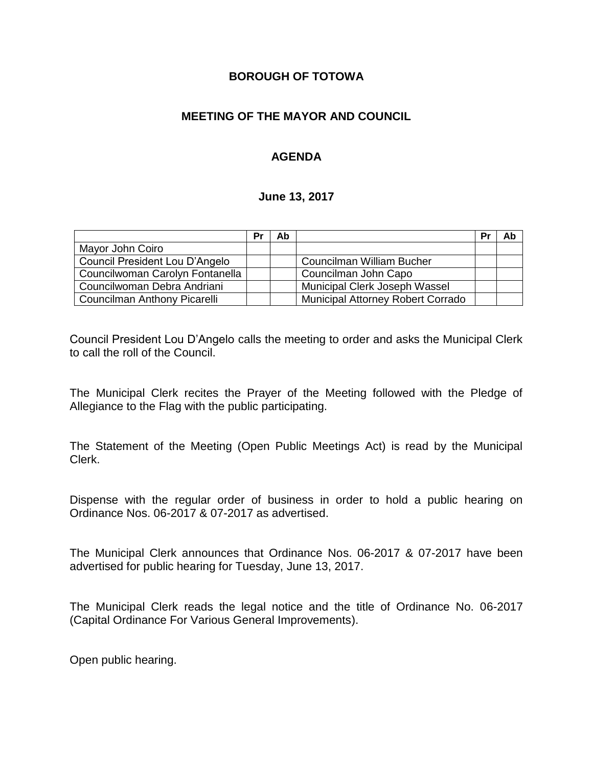**BOROUGH OF TOTOWA**

**MEETING OF THE MAYOR AND COUNCIL**

**AGENDA**

**June 13, 2017**

| | Pr | Ab | | Pr | Ab |
|---|---|---|---|---|---|
| Mayor John Coiro | | | | | |
| Council President Lou D'Angelo | | | Councilman William Bucher | | |
| Councilwoman Carolyn Fontanella | | | Councilman John Capo | | |
| Councilwoman Debra Andriani | | | Municipal Clerk Joseph Wassel | | |
| Councilman Anthony Picarelli | | | Municipal Attorney Robert Corrado | | |

Council President Lou D'Angelo calls the meeting to order and asks the Municipal Clerk to call the roll of the Council.

The Municipal Clerk recites the Prayer of the Meeting followed with the Pledge of Allegiance to the Flag with the public participating.

The Statement of the Meeting (Open Public Meetings Act) is read by the Municipal Clerk.

Dispense with the regular order of business in order to hold a public hearing on Ordinance Nos. 06-2017 & 07-2017 as advertised.

The Municipal Clerk announces that Ordinance Nos. 06-2017 & 07-2017 have been advertised for public hearing for Tuesday, June 13, 2017.

The Municipal Clerk reads the legal notice and the title of Ordinance No. 06-2017 (Capital Ordinance For Various General Improvements).

Open public hearing.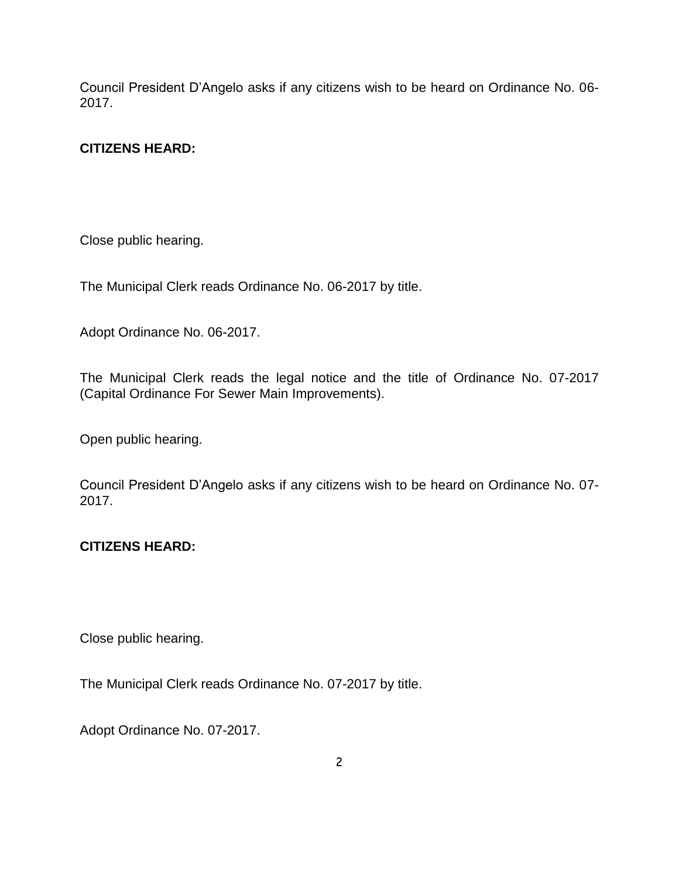Council President D'Angelo asks if any citizens wish to be heard on Ordinance No. 06-2017.

**CITIZENS HEARD:**

Close public hearing.

The Municipal Clerk reads Ordinance No. 06-2017 by title.

Adopt Ordinance No. 06-2017.

The Municipal Clerk reads the legal notice and the title of Ordinance No. 07-2017 (Capital Ordinance For Sewer Main Improvements).

Open public hearing.

Council President D'Angelo asks if any citizens wish to be heard on Ordinance No. 07-2017.

**CITIZENS HEARD:**

Close public hearing.

The Municipal Clerk reads Ordinance No. 07-2017 by title.

Adopt Ordinance No. 07-2017.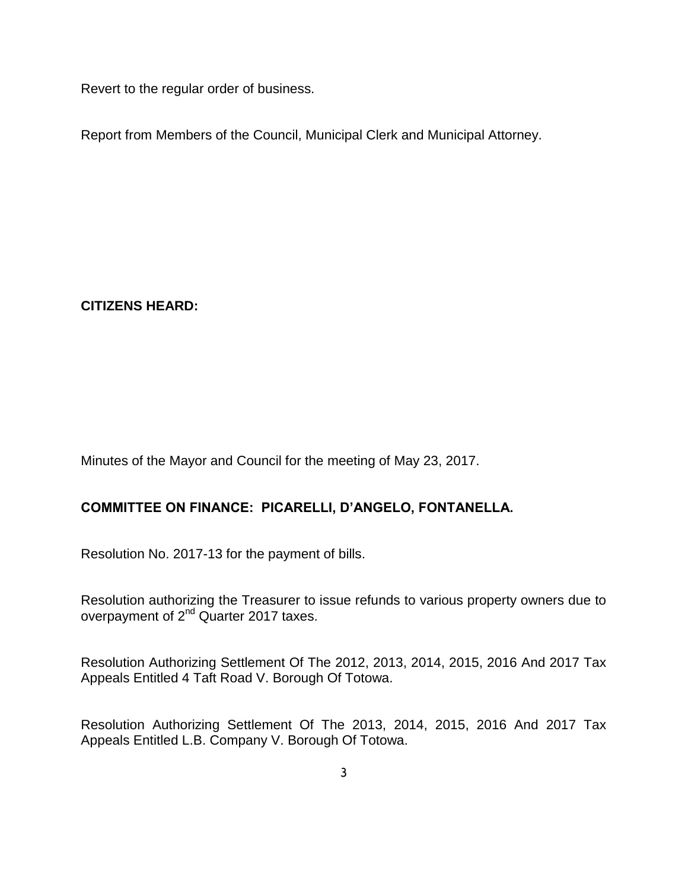Revert to the regular order of business.

Report from Members of the Council, Municipal Clerk and Municipal Attorney.

**CITIZENS HEARD:**

Minutes of the Mayor and Council for the meeting of May 23, 2017.

**COMMITTEE ON FINANCE: PICARELLI, D'ANGELO, FONTANELLA.**

Resolution No. 2017-13 for the payment of bills.

Resolution authorizing the Treasurer to issue refunds to various property owners due to overpayment of 2nd Quarter 2017 taxes.

Resolution Authorizing Settlement Of The 2012, 2013, 2014, 2015, 2016 And 2017 Tax Appeals Entitled 4 Taft Road V. Borough Of Totowa.

Resolution Authorizing Settlement Of The 2013, 2014, 2015, 2016 And 2017 Tax Appeals Entitled L.B. Company V. Borough Of Totowa.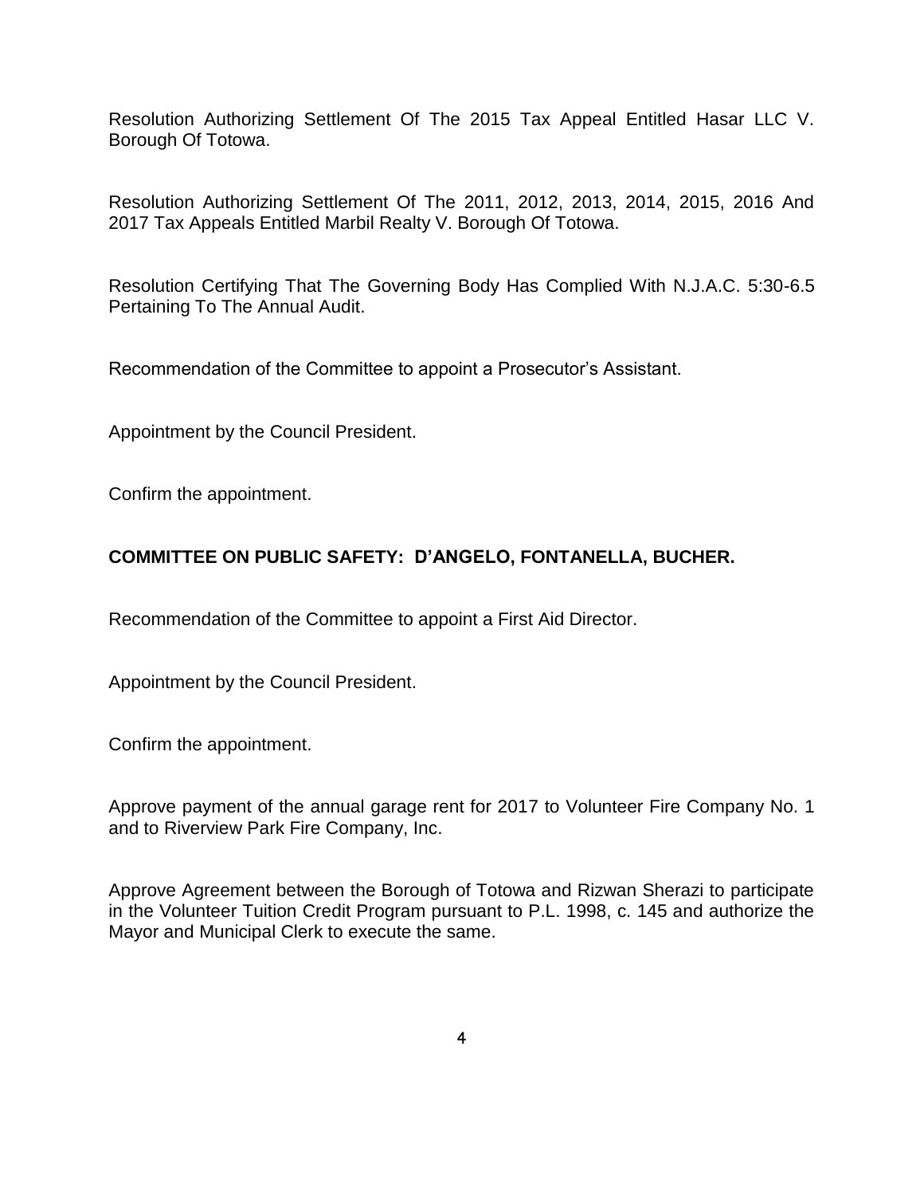Resolution Authorizing Settlement Of The 2015 Tax Appeal Entitled Hasar LLC V. Borough Of Totowa.

Resolution Authorizing Settlement Of The 2011, 2012, 2013, 2014, 2015, 2016 And 2017 Tax Appeals Entitled Marbil Realty V. Borough Of Totowa.

Resolution Certifying That The Governing Body Has Complied With N.J.A.C. 5:30-6.5 Pertaining To The Annual Audit.

Recommendation of the Committee to appoint a Prosecutor's Assistant.

Appointment by the Council President.

Confirm the appointment.

**COMMITTEE ON PUBLIC SAFETY: D'ANGELO, FONTANELLA, BUCHER.**

Recommendation of the Committee to appoint a First Aid Director.

Appointment by the Council President.

Confirm the appointment.

Approve payment of the annual garage rent for 2017 to Volunteer Fire Company No. 1 and to Riverview Park Fire Company, Inc.

Approve Agreement between the Borough of Totowa and Rizwan Sherazi to participate in the Volunteer Tuition Credit Program pursuant to P.L. 1998, c. 145 and authorize the Mayor and Municipal Clerk to execute the same.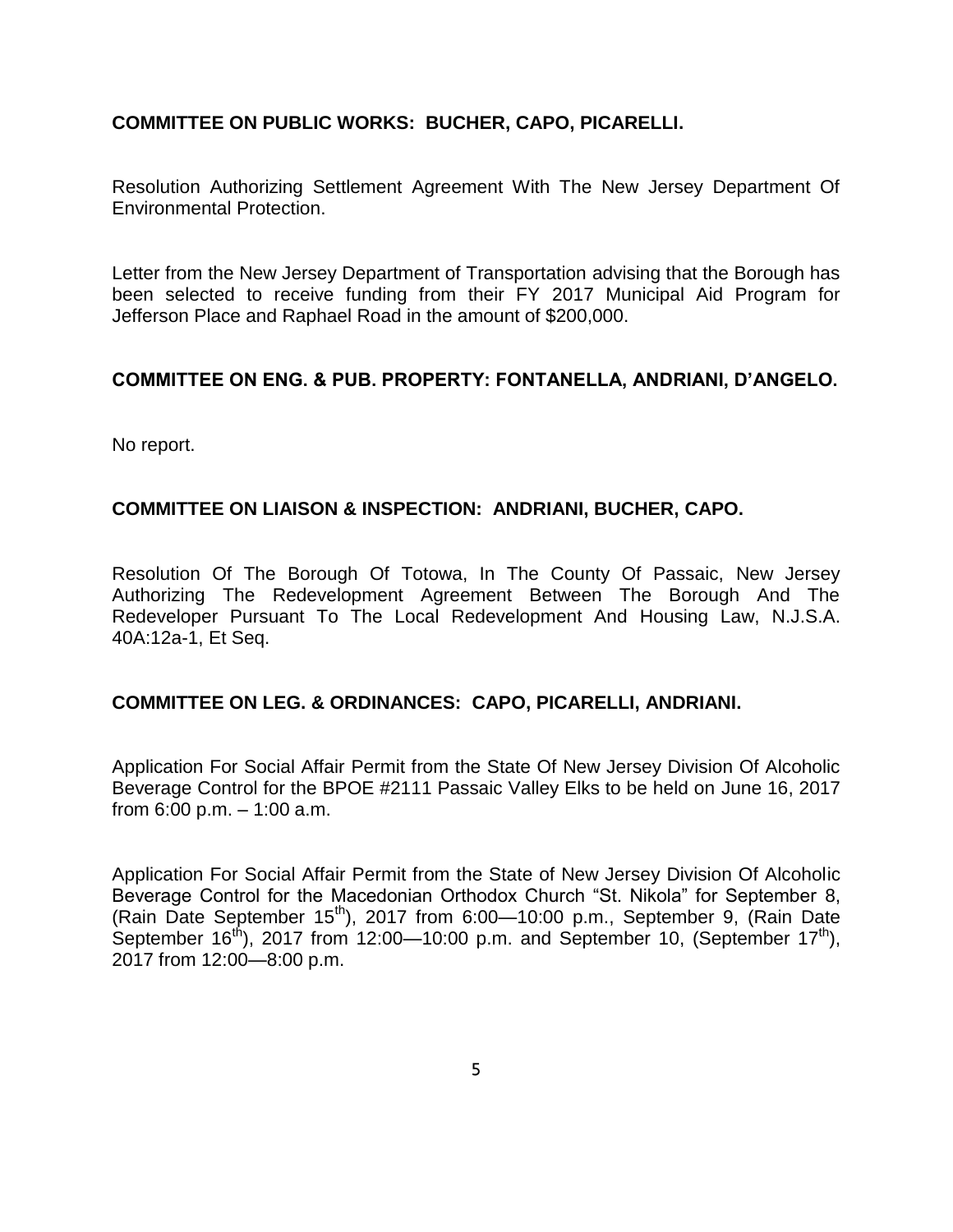**COMMITTEE ON PUBLIC WORKS: BUCHER, CAPO, PICARELLI.**

Resolution Authorizing Settlement Agreement With The New Jersey Department Of Environmental Protection.

Letter from the New Jersey Department of Transportation advising that the Borough has been selected to receive funding from their FY 2017 Municipal Aid Program for Jefferson Place and Raphael Road in the amount of $200,000.

**COMMITTEE ON ENG. & PUB. PROPERTY: FONTANELLA, ANDRIANI, D'ANGELO.**

No report.

**COMMITTEE ON LIAISON & INSPECTION: ANDRIANI, BUCHER, CAPO.**

Resolution Of The Borough Of Totowa, In The County Of Passaic, New Jersey Authorizing The Redevelopment Agreement Between The Borough And The Redeveloper Pursuant To The Local Redevelopment And Housing Law, N.J.S.A. 40A:12a-1, Et Seq.

**COMMITTEE ON LEG. & ORDINANCES: CAPO, PICARELLI, ANDRIANI.**

Application For Social Affair Permit from the State Of New Jersey Division Of Alcoholic Beverage Control for the BPOE #2111 Passaic Valley Elks to be held on June 16, 2017 from 6:00 p.m. – 1:00 a.m.

Application For Social Affair Permit from the State of New Jersey Division Of Alcoholic Beverage Control for the Macedonian Orthodox Church "St. Nikola" for September 8, (Rain Date September 15th), 2017 from 6:00—10:00 p.m., September 9, (Rain Date September 16th), 2017 from 12:00—10:00 p.m. and September 10, (September 17th), 2017 from 12:00—8:00 p.m.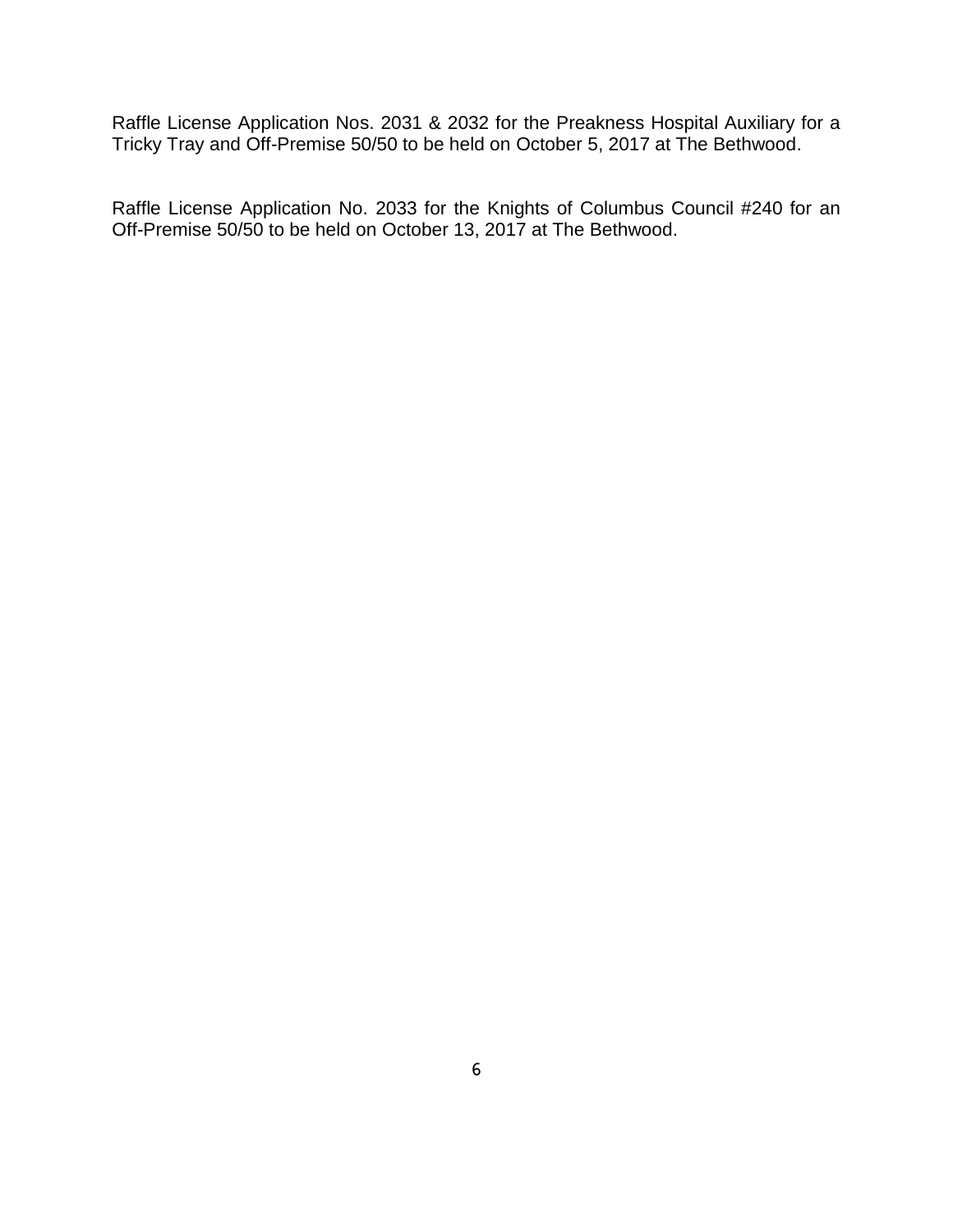Raffle License Application Nos. 2031 & 2032 for the Preakness Hospital Auxiliary for a Tricky Tray and Off-Premise 50/50 to be held on October 5, 2017 at The Bethwood.

Raffle License Application No. 2033 for the Knights of Columbus Council #240 for an Off-Premise 50/50 to be held on October 13, 2017 at The Bethwood.